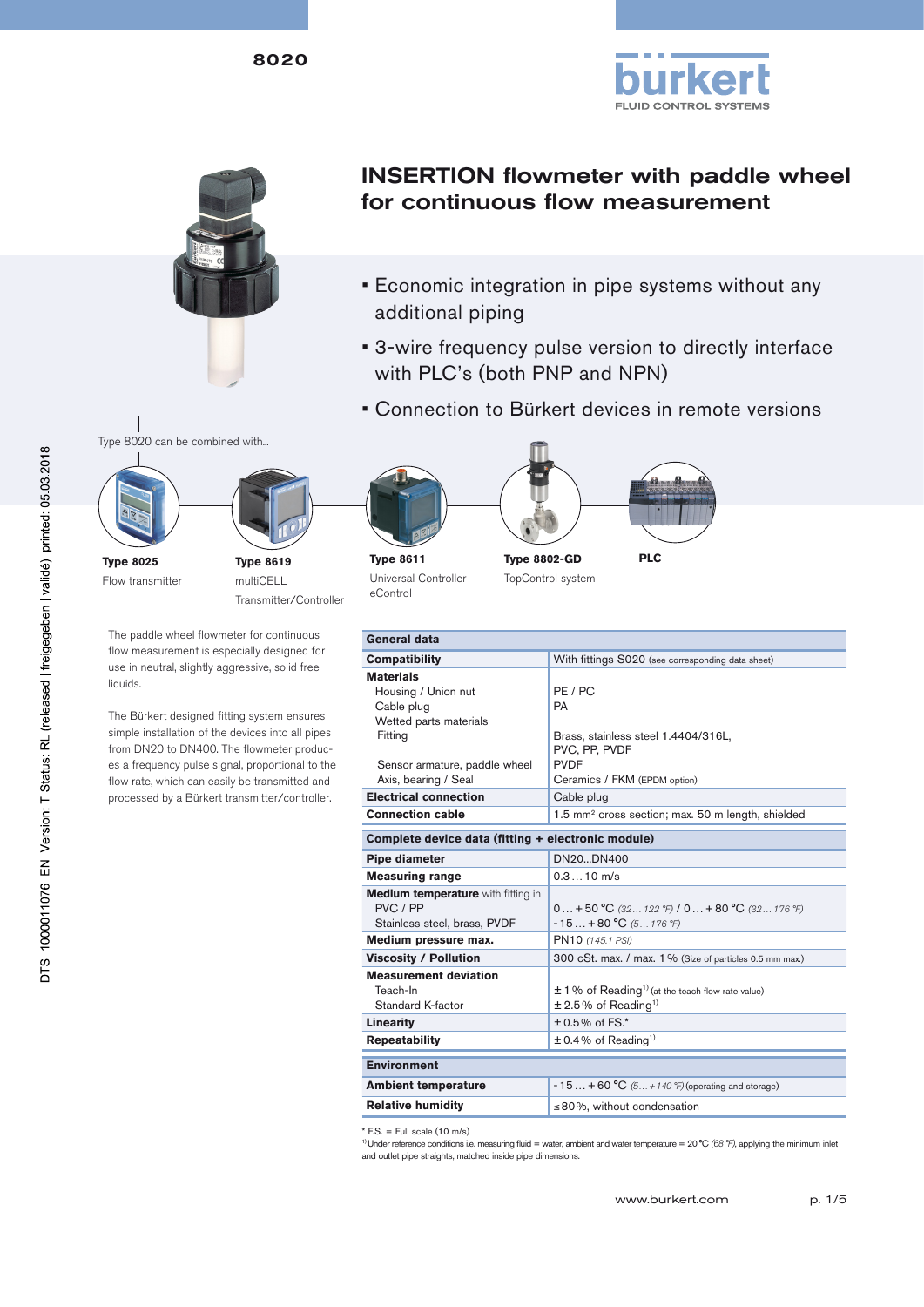8020

# INSERTION flowmeter with paddle wheel for continuous flow measurement

- Economic integration in pipe systems without any additional piping
- 3-wire frequency pulse version to directly interface with PLC's (both PNP and NPN)
- Connection to Bürkert devices in remote versions

Type 8020 can be combined with...

**Type 8025**
Flow transmitter

**Type 8619**
multiCELL
Transmitter/Controller

**Type 8611**
Universal Controller
eControl

**Type 8802-GD**
TopControl system

**PLC**

The paddle wheel flowmeter for continuous flow measurement is especially designed for use in neutral, slightly aggressive, solid free liquids.

The Bürkert designed fitting system ensures simple installation of the devices into all pipes from DN20 to DN400. The flowmeter produces a frequency pulse signal, proportional to the flow rate, which can easily be transmitted and processed by a Bürkert transmitter/controller.

| General data | |
|---|---|
| **Compatibility** | With fittings S020 (see corresponding data sheet) |
| **Materials** | |
| Housing / Union nut | PE / PC |
| Cable plug | PA |
| Wetted parts materials | |
| Fitting | Brass, stainless steel 1.4404/316L, PVC, PP, PVDF |
| Sensor armature, paddle wheel | PVDF |
| Axis, bearing / Seal | Ceramics / FKM (EPDM option) |
| **Electrical connection** | Cable plug |
| **Connection cable** | 1.5 mm² cross section; max. 50 m length, shielded |

| Complete device data (fitting + electronic module) | |
|---|---|
| **Pipe diameter** | DN20...DN400 |
| **Measuring range** | 0.3 … 10 m/s |
| **Medium temperature** with fitting in | |
| PVC / PP | 0 … + 50 °C *(32 … 122 °F)* / 0 … + 80 °C *(32 … 176 °F)* |
| Stainless steel, brass, PVDF | - 15 … + 80 °C *(5 … 176 °F)* |
| **Medium pressure max.** | PN10 *(145.1 PSI)* |
| **Viscosity / Pollution** | 300 cSt. max. / max. 1 % (Size of particles 0.5 mm max.) |
| **Measurement deviation** | |
| Teach-In | ± 1 % of Reading[1] (at the teach flow rate value) |
| Standard K-factor | ± 2.5 % of Reading[1] |
| **Linearity** | ± 0.5 % of FS.* |
| **Repeatability** | ± 0.4 % of Reading[1] |

| Environment | |
|---|---|
| **Ambient temperature** | - 15 … + 60 °C *(5 … + 140 °F)* (operating and storage) |
| **Relative humidity** | ≤ 80 %, without condensation |

* F.S. = Full scale (10 m/s)

[1] Under reference conditions i.e. measuring fluid = water, ambient and water temperature = 20 °C *(68 °F)*, applying the minimum inlet and outlet pipe straights, matched inside pipe dimensions.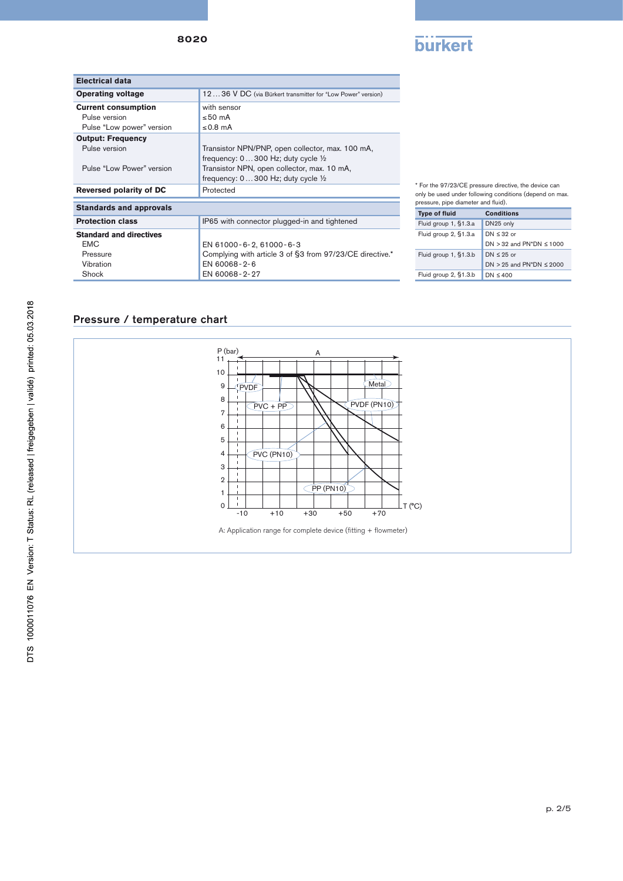| Electrical data | |
|---|---|
| **Operating voltage** | 12 ... 36 V DC (via Bürkert transmitter for "Low Power" version) |
| **Current consumption** | with sensor |
| Pulse version | ≤50 mA |
| Pulse "Low power" version | ≤0.8 mA |
| **Output: Frequency** | |
| Pulse version | Transistor NPN/PNP, open collector, max. 100 mA, frequency: 0 ... 300 Hz; duty cycle ½ |
| Pulse "Low Power" version | Transistor NPN, open collector, max. 10 mA, frequency: 0 ... 300 Hz; duty cycle ½ |
| **Reversed polarity of DC** | Protected |

| Standards and approvals | |
|---|---|
| **Protection class** | IP65 with connector plugged-in and tightened |
| **Standard and directives** | |
| EMC | EN 61000-6-2, 61000-6-3 |
| Pressure | Complying with article 3 of §3 from 97/23/CE directive.* |
| Vibration | EN 60068-2-6 |
| Shock | EN 60068-2-27 |

* For the 97/23/CE pressure directive, the device can only be used under following conditions (depend on max. pressure, pipe diameter and fluid).

| Type of fluid | Conditions |
|---|---|
| Fluid group 1, §1.3.a | DN25 only |
| Fluid group 2, §1.3.a | DN ≤ 32 or<br>DN > 32 and PN*DN ≤ 1000 |
| Fluid group 1, §1.3.b | DN ≤ 25 or<br>DN > 25 and PN*DN ≤ 2000 |
| Fluid group 2, §1.3.b | DN ≤ 400 |

## Pressure / temperature chart

A: Application range for complete device (fitting + flowmeter)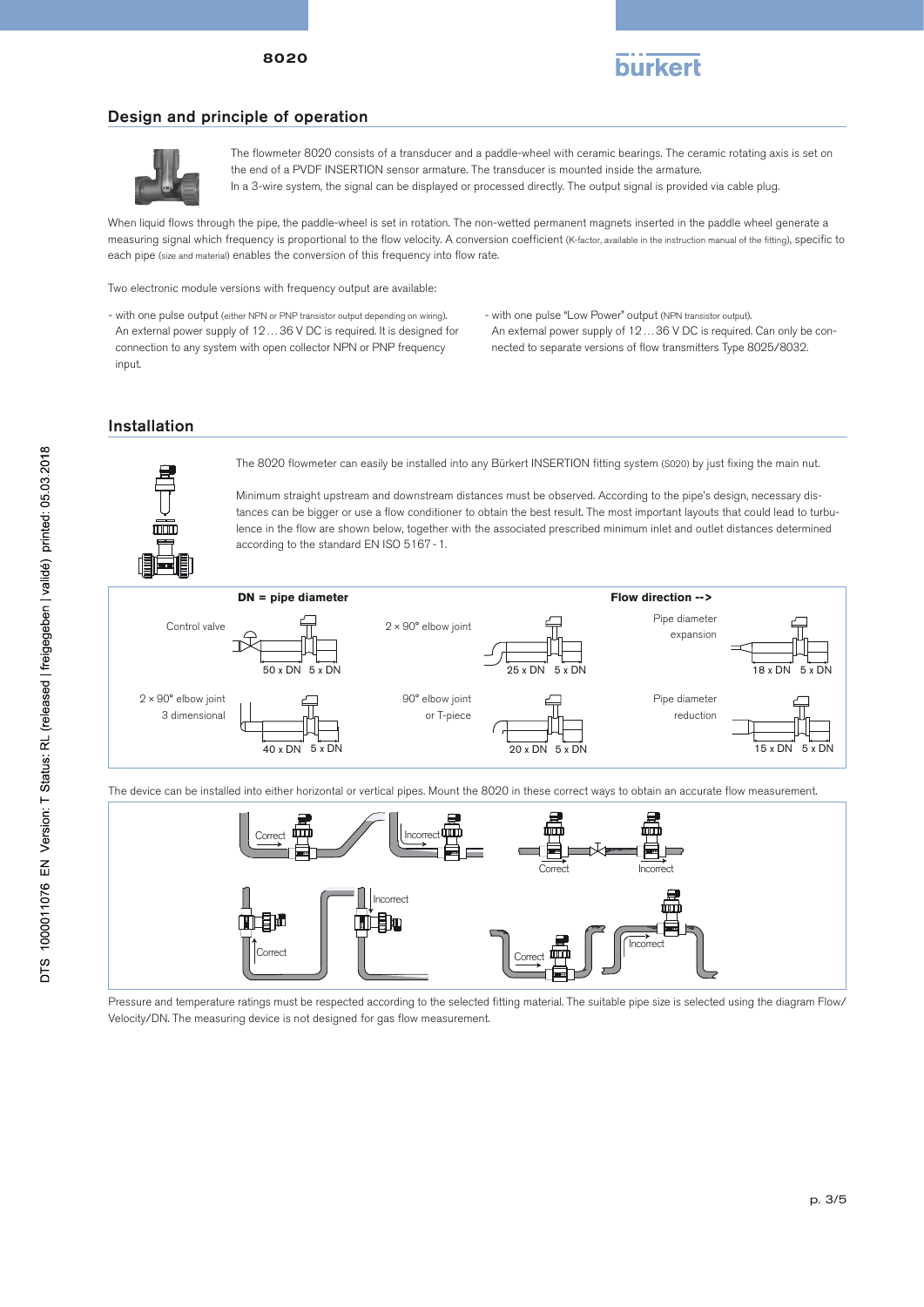## Design and principle of operation

The flowmeter 8020 consists of a transducer and a paddle-wheel with ceramic bearings. The ceramic rotating axis is set on the end of a PVDF INSERTION sensor armature. The transducer is mounted inside the armature.
In a 3-wire system, the signal can be displayed or processed directly. The output signal is provided via cable plug.

When liquid flows through the pipe, the paddle-wheel is set in rotation. The non-wetted permanent magnets inserted in the paddle wheel generate a measuring signal which frequency is proportional to the flow velocity. A conversion coefficient (K-factor, available in the instruction manual of the fitting), specific to each pipe (size and material) enables the conversion of this frequency into flow rate.

Two electronic module versions with frequency output are available:

- with one pulse output (either NPN or PNP transistor output depending on wiring). An external power supply of 12 … 36 V DC is required. It is designed for connection to any system with open collector NPN or PNP frequency input.
- with one pulse "Low Power" output (NPN transistor output). An external power supply of 12 … 36 V DC is required. Can only be connected to separate versions of flow transmitters Type 8025/8032.

## Installation

The 8020 flowmeter can easily be installed into any Bürkert INSERTION fitting system (S020) by just fixing the main nut.

Minimum straight upstream and downstream distances must be observed. According to the pipe's design, necessary distances can be bigger or use a flow conditioner to obtain the best result. The most important layouts that could lead to turbulence in the flow are shown below, together with the associated prescribed minimum inlet and outlet distances determined according to the standard EN ISO 5167 - 1.

**DN = pipe diameter** **Flow direction -->**

| Layout | Inlet | Outlet |
|---|---|---|
| Control valve | 50 x DN | 5 x DN |
| 2 × 90° elbow joint | 25 x DN | 5 x DN |
| Pipe diameter expansion | 18 x DN | 5 x DN |
| 2 × 90° elbow joint 3 dimensional | 40 x DN | 5 x DN |
| 90° elbow joint or T-piece | 20 x DN | 5 x DN |
| Pipe diameter reduction | 15 x DN | 5 x DN |

The device can be installed into either horizontal or vertical pipes. Mount the 8020 in these correct ways to obtain an accurate flow measurement.

Correct / Incorrect / Correct / Incorrect / Incorrect / Correct / Correct / Incorrect

Pressure and temperature ratings must be respected according to the selected fitting material. The suitable pipe size is selected using the diagram Flow/Velocity/DN. The measuring device is not designed for gas flow measurement.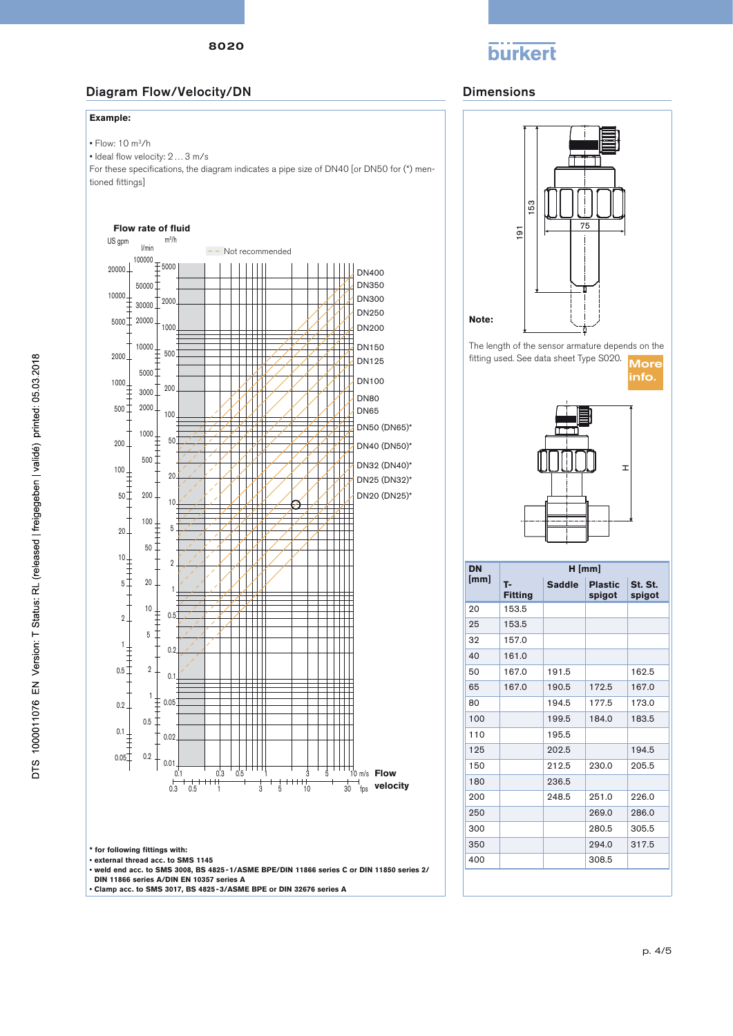## Diagram Flow/Velocity/DN

**Example:**

- Flow: 10 m³/h
- Ideal flow velocity: 2…3 m/s

For these specifications, the diagram indicates a pipe size of DN40 [or DN50 for (*) mentioned fittings]

**Flow rate of fluid**

US gpm | l/min | m³/h

– – Not recommended

DN400, DN350, DN300, DN250, DN200, DN150, DN125, DN100, DN80, DN65, DN50 (DN65)*, DN40 (DN50)*, DN32 (DN40)*, DN25 (DN32)*, DN20 (DN25)*

**Flow velocity** (m/s, fps)

\* for following fittings with:
- external thread acc. to SMS 1145
- weld end acc. to SMS 3008, BS 4825-1/ASME BPE/DIN 11866 series C or DIN 11850 series 2/ DIN 11866 series A/DIN EN 10357 series A
- Clamp acc. to SMS 3017, BS 4825-3/ASME BPE or DIN 32676 series A

## Dimensions

191 | 153 | 75

**Note:**

The length of the sensor armature depends on the fitting used. See data sheet Type S020. More info.

H

| DN [mm] | H [mm] | | | |
|---|---|---|---|---|
| | T-Fitting | Saddle | Plastic spigot | St. St. spigot |
| 20 | 153.5 | | | |
| 25 | 153.5 | | | |
| 32 | 157.0 | | | |
| 40 | 161.0 | | | |
| 50 | 167.0 | 191.5 | | 162.5 |
| 65 | 167.0 | 190.5 | 172.5 | 167.0 |
| 80 | | 194.5 | 177.5 | 173.0 |
| 100 | | 199.5 | 184.0 | 183.5 |
| 110 | | 195.5 | | |
| 125 | | 202.5 | | 194.5 |
| 150 | | 212.5 | 230.0 | 205.5 |
| 180 | | 236.5 | | |
| 200 | | 248.5 | 251.0 | 226.0 |
| 250 | | | 269.0 | 286.0 |
| 300 | | | 280.5 | 305.5 |
| 350 | | | 294.0 | 317.5 |
| 400 | | | 308.5 | |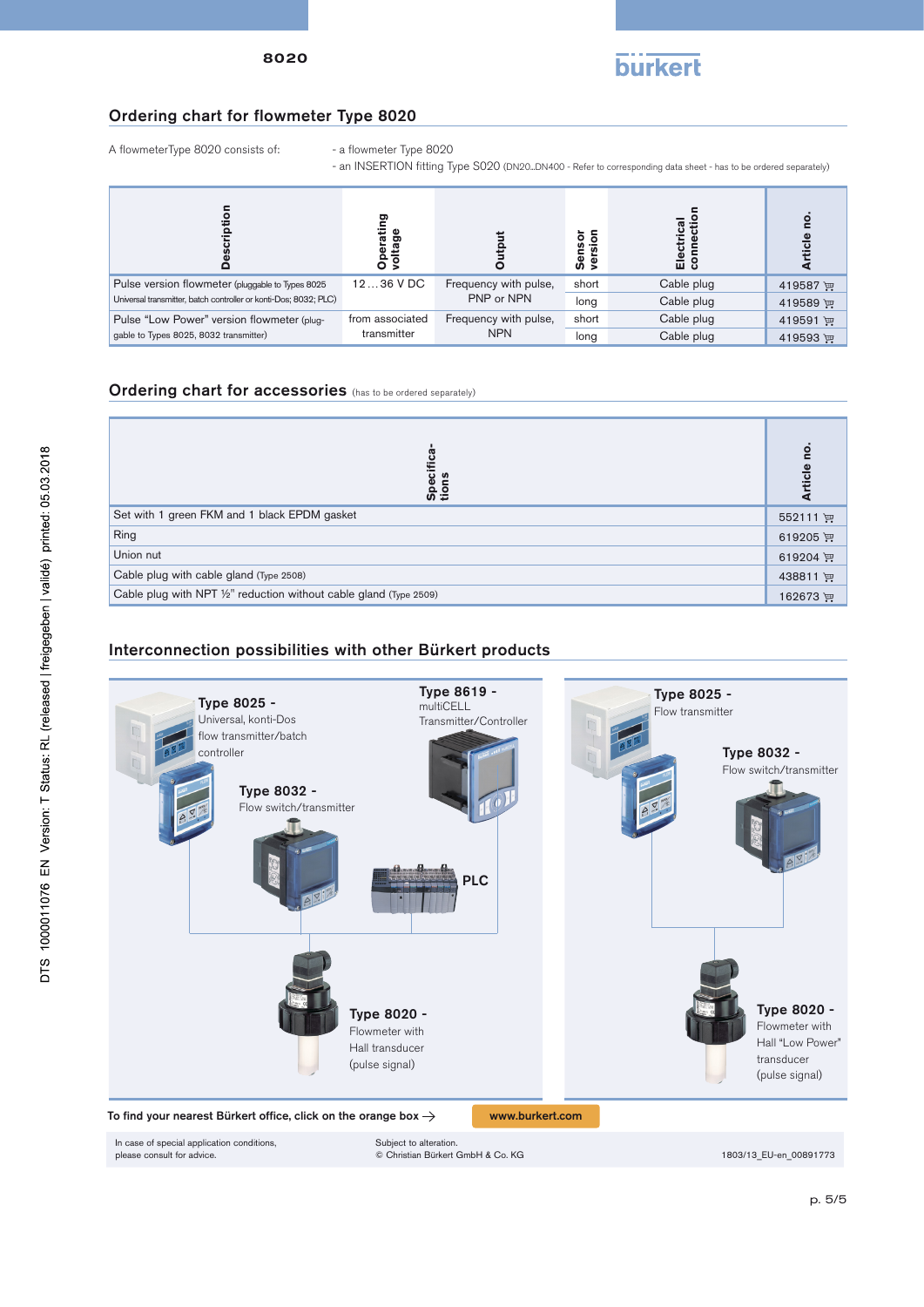## Ordering chart for flowmeter Type 8020

A flowmeterType 8020 consists of:
- a flowmeter Type 8020
- an INSERTION fitting Type S020 (DN20..DN400 - Refer to corresponding data sheet - has to be ordered separately)

| Description | Operating voltage | Output | Sensor version | Electrical connection | Article no. |
|---|---|---|---|---|---|
| Pulse version flowmeter (pluggable to Types 8025 Universal transmitter, batch controller or konti-Dos; 8032; PLC) | 12…36 V DC | Frequency with pulse, PNP or NPN | short | Cable plug | 419587 |
| | | | long | Cable plug | 419589 |
| Pulse "Low Power" version flowmeter (pluggable to Types 8025, 8032 transmitter) | from associated transmitter | Frequency with pulse, NPN | short | Cable plug | 419591 |
| | | | long | Cable plug | 419593 |

## Ordering chart for accessories (has to be ordered separately)

| Specifications | Article no. |
|---|---|
| Set with 1 green FKM and 1 black EPDM gasket | 552111 |
| Ring | 619205 |
| Union nut | 619204 |
| Cable plug with cable gland (Type 2508) | 438811 |
| Cable plug with NPT ½" reduction without cable gland (Type 2509) | 162673 |

## Interconnection possibilities with other Bürkert products

Type 8025 - Universal, konti-Dos flow transmitter/batch controller

Type 8619 - multiCELL Transmitter/Controller

Type 8032 - Flow switch/transmitter

PLC

Type 8020 - Flowmeter with Hall transducer (pulse signal)

Type 8025 - Flow transmitter

Type 8032 - Flow switch/transmitter

Type 8020 - Flowmeter with Hall "Low Power" transducer (pulse signal)

To find your nearest Bürkert office, click on the orange box → www.burkert.com

In case of special application conditions, please consult for advice.

Subject to alteration.
© Christian Bürkert GmbH & Co. KG

1803/13_EU-en_00891773